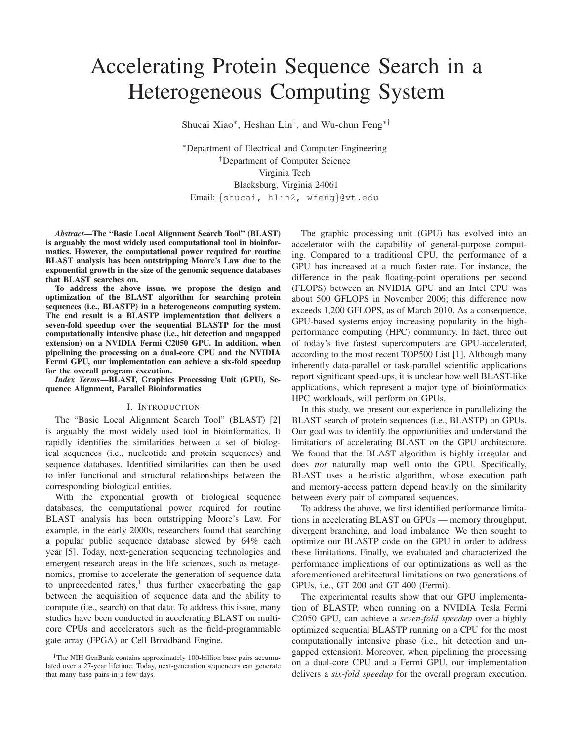# Accelerating Protein Sequence Search in a Heterogeneous Computing System

Shucai Xiao[*], Heshan Lin[†], and Wu-chun Feng[*†]

[*]Department of Electrical and Computer Engineering
[†]Department of Computer Science
Virginia Tech
Blacksburg, Virginia 24061
Email: {shucai, hlin2, wfeng}@vt.edu

***Abstract*—The "Basic Local Alignment Search Tool" (BLAST) is arguably the most widely used computational tool in bioinformatics. However, the computational power required for routine BLAST analysis has been outstripping Moore's Law due to the exponential growth in the size of the genomic sequence databases that BLAST searches on.**

**To address the above issue, we propose the design and optimization of the BLAST algorithm for searching protein sequences (i.e., BLASTP) in a heterogeneous computing system. The end result is a BLASTP implementation that delivers a seven-fold speedup over the sequential BLASTP for the most computationally intensive phase (i.e., hit detection and ungapped extension) on a NVIDIA Fermi C2050 GPU. In addition, when pipelining the processing on a dual-core CPU and the NVIDIA Fermi GPU, our implementation can achieve a six-fold speedup for the overall program execution.**

***Index Terms*—BLAST, Graphics Processing Unit (GPU), Sequence Alignment, Parallel Bioinformatics**

## I. Introduction

The "Basic Local Alignment Search Tool" (BLAST) [2] is arguably the most widely used tool in bioinformatics. It rapidly identifies the similarities between a set of biological sequences (i.e., nucleotide and protein sequences) and sequence databases. Identified similarities can then be used to infer functional and structural relationships between the corresponding biological entities.

With the exponential growth of biological sequence databases, the computational power required for routine BLAST analysis has been outstripping Moore's Law. For example, in the early 2000s, researchers found that searching a popular public sequence database slowed by 64% each year [5]. Today, next-generation sequencing technologies and emergent research areas in the life sciences, such as metagenomics, promise to accelerate the generation of sequence data to unprecedented rates,[1] thus further exacerbating the gap between the acquisition of sequence data and the ability to compute (i.e., search) on that data. To address this issue, many studies have been conducted in accelerating BLAST on multicore CPUs and accelerators such as the field-programmable gate array (FPGA) or Cell Broadband Engine.

[1]The NIH GenBank contains approximately 100-billion base pairs accumulated over a 27-year lifetime. Today, next-generation sequencers can generate that many base pairs in a few days.

The graphic processing unit (GPU) has evolved into an accelerator with the capability of general-purpose computing. Compared to a traditional CPU, the performance of a GPU has increased at a much faster rate. For instance, the difference in the peak floating-point operations per second (FLOPS) between an NVIDIA GPU and an Intel CPU was about 500 GFLOPS in November 2006; this difference now exceeds 1,200 GFLOPS, as of March 2010. As a consequence, GPU-based systems enjoy increasing popularity in the high-performance computing (HPC) community. In fact, three out of today's five fastest supercomputers are GPU-accelerated, according to the most recent TOP500 List [1]. Although many inherently data-parallel or task-parallel scientific applications report significant speed-ups, it is unclear how well BLAST-like applications, which represent a major type of bioinformatics HPC workloads, will perform on GPUs.

In this study, we present our experience in parallelizing the BLAST search of protein sequences (i.e., BLASTP) on GPUs. Our goal was to identify the opportunities and understand the limitations of accelerating BLAST on the GPU architecture. We found that the BLAST algorithm is highly irregular and does *not* naturally map well onto the GPU. Specifically, BLAST uses a heuristic algorithm, whose execution path and memory-access pattern depend heavily on the similarity between every pair of compared sequences.

To address the above, we first identified performance limitations in accelerating BLAST on GPUs — memory throughput, divergent branching, and load imbalance. We then sought to optimize our BLASTP code on the GPU in order to address these limitations. Finally, we evaluated and characterized the performance implications of our optimizations as well as the aforementioned architectural limitations on two generations of GPUs, i.e., GT 200 and GT 400 (Fermi).

The experimental results show that our GPU implementation of BLASTP, when running on a NVIDIA Tesla Fermi C2050 GPU, can achieve a *seven-fold speedup* over a highly optimized sequential BLASTP running on a CPU for the most computationally intensive phase (i.e., hit detection and ungapped extension). Moreover, when pipelining the processing on a dual-core CPU and a Fermi GPU, our implementation delivers a *six-fold speedup* for the overall program execution.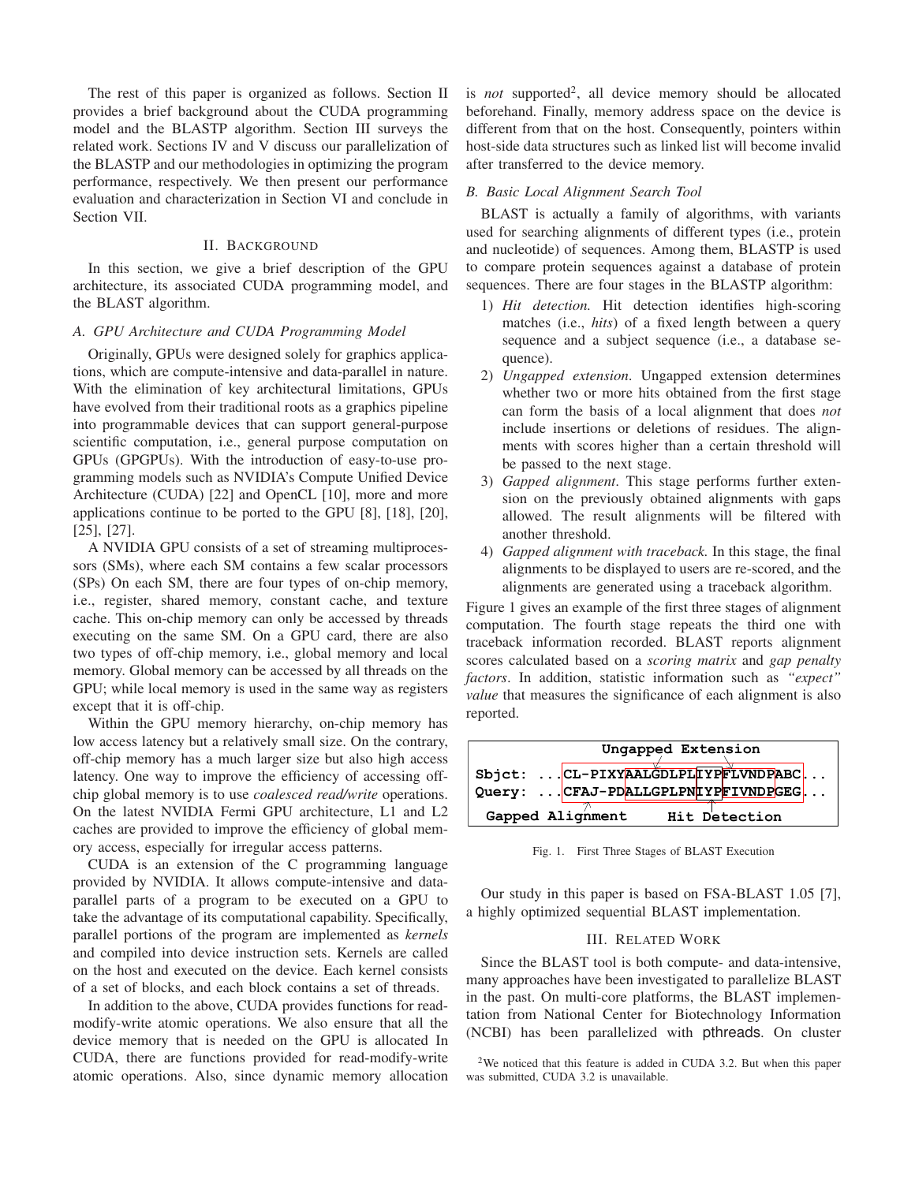The rest of this paper is organized as follows. Section II provides a brief background about the CUDA programming model and the BLASTP algorithm. Section III surveys the related work. Sections IV and V discuss our parallelization of the BLASTP and our methodologies in optimizing the program performance, respectively. We then present our performance evaluation and characterization in Section VI and conclude in Section VII.

## II. Background

In this section, we give a brief description of the GPU architecture, its associated CUDA programming model, and the BLAST algorithm.

### A. GPU Architecture and CUDA Programming Model

Originally, GPUs were designed solely for graphics applications, which are compute-intensive and data-parallel in nature. With the elimination of key architectural limitations, GPUs have evolved from their traditional roots as a graphics pipeline into programmable devices that can support general-purpose scientific computation, i.e., general purpose computation on GPUs (GPGPUs). With the introduction of easy-to-use programming models such as NVIDIA's Compute Unified Device Architecture (CUDA) [22] and OpenCL [10], more and more applications continue to be ported to the GPU [8], [18], [20], [25], [27].

A NVIDIA GPU consists of a set of streaming multiprocessors (SMs), where each SM contains a few scalar processors (SPs) On each SM, there are four types of on-chip memory, i.e., register, shared memory, constant cache, and texture cache. This on-chip memory can only be accessed by threads executing on the same SM. On a GPU card, there are also two types of off-chip memory, i.e., global memory and local memory. Global memory can be accessed by all threads on the GPU; while local memory is used in the same way as registers except that it is off-chip.

Within the GPU memory hierarchy, on-chip memory has low access latency but a relatively small size. On the contrary, off-chip memory has a much larger size but also high access latency. One way to improve the efficiency of accessing off-chip global memory is to use *coalesced read/write* operations. On the latest NVIDIA Fermi GPU architecture, L1 and L2 caches are provided to improve the efficiency of global memory access, especially for irregular access patterns.

CUDA is an extension of the C programming language provided by NVIDIA. It allows compute-intensive and data-parallel parts of a program to be executed on a GPU to take the advantage of its computational capability. Specifically, parallel portions of the program are implemented as *kernels* and compiled into device instruction sets. Kernels are called on the host and executed on the device. Each kernel consists of a set of blocks, and each block contains a set of threads.

In addition to the above, CUDA provides functions for read-modify-write atomic operations. We also ensure that all the device memory that is needed on the GPU is allocated In CUDA, there are functions provided for read-modify-write atomic operations. Also, since dynamic memory allocation is *not* supported[2], all device memory should be allocated beforehand. Finally, memory address space on the device is different from that on the host. Consequently, pointers within host-side data structures such as linked list will become invalid after transferred to the device memory.

### B. Basic Local Alignment Search Tool

BLAST is actually a family of algorithms, with variants used for searching alignments of different types (i.e., protein and nucleotide) of sequences. Among them, BLASTP is used to compare protein sequences against a database of protein sequences. There are four stages in the BLASTP algorithm:

1) *Hit detection.* Hit detection identifies high-scoring matches (i.e., *hits*) of a fixed length between a query sequence and a subject sequence (i.e., a database sequence).
2) *Ungapped extension*. Ungapped extension determines whether two or more hits obtained from the first stage can form the basis of a local alignment that does *not* include insertions or deletions of residues. The alignments with scores higher than a certain threshold will be passed to the next stage.
3) *Gapped alignment*. This stage performs further extension on the previously obtained alignments with gaps allowed. The result alignments will be filtered with another threshold.
4) *Gapped alignment with traceback.* In this stage, the final alignments to be displayed to users are re-scored, and the alignments are generated using a traceback algorithm.

Figure 1 gives an example of the first three stages of alignment computation. The fourth stage repeats the third one with traceback information recorded. BLAST reports alignment scores calculated based on a *scoring matrix* and *gap penalty factors*. In addition, statistic information such as *"expect" value* that measures the significance of each alignment is also reported.

```
                 Ungapped Extension
Sbjct: ...CL-PIXYAALGDLPLIYPFLVNDPABC...
Query: ...CFAJ-PDALLGPLPNIYPFIVNDPGEG...
 Gapped Alignment        Hit Detection
```

Fig. 1. First Three Stages of BLAST Execution

Our study in this paper is based on FSA-BLAST 1.05 [7], a highly optimized sequential BLAST implementation.

## III. Related Work

Since the BLAST tool is both compute- and data-intensive, many approaches have been investigated to parallelize BLAST in the past. On multi-core platforms, the BLAST implementation from National Center for Biotechnology Information (NCBI) has been parallelized with pthreads. On cluster

[2]We noticed that this feature is added in CUDA 3.2. But when this paper was submitted, CUDA 3.2 is unavailable.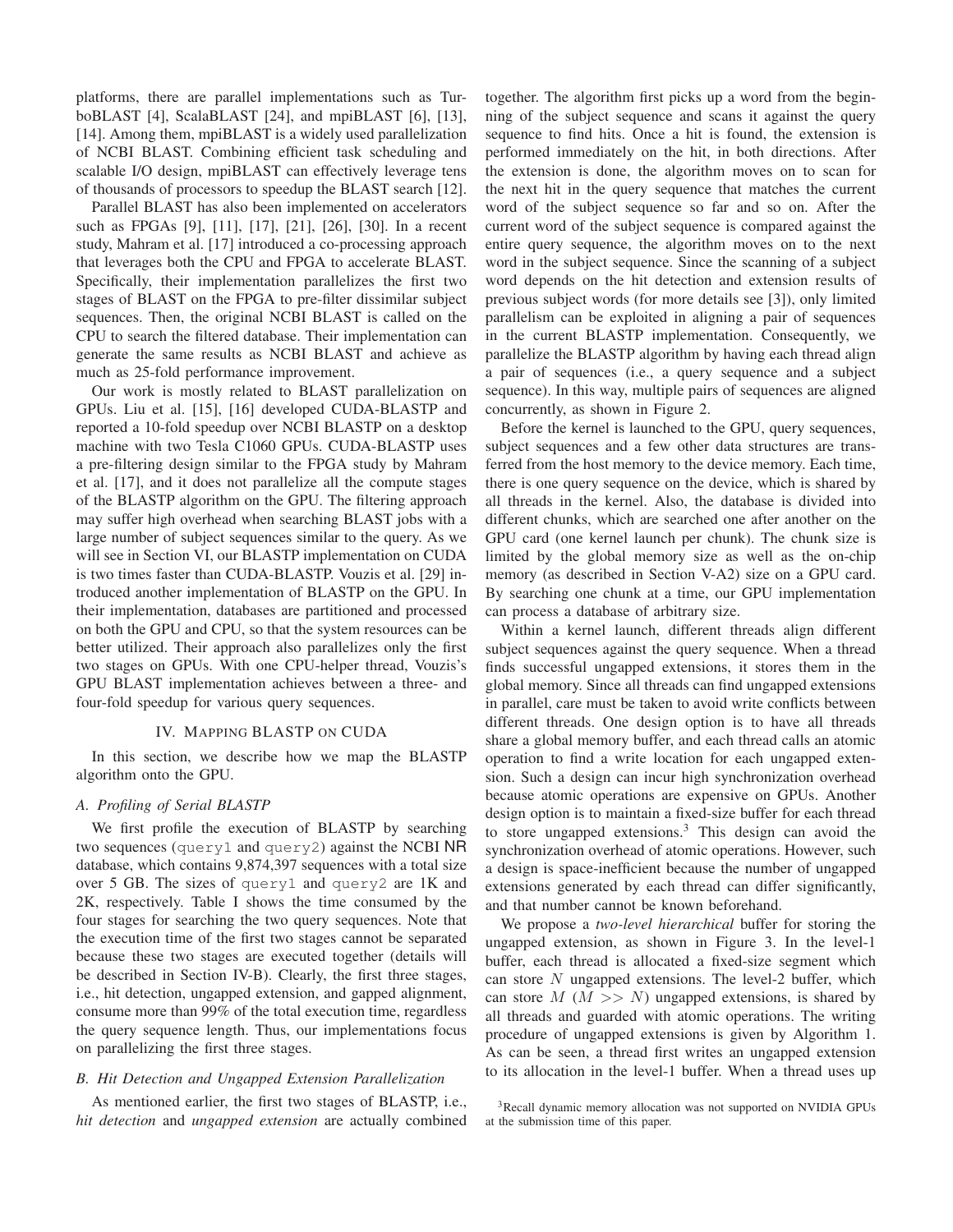platforms, there are parallel implementations such as TurboBLAST [4], ScalaBLAST [24], and mpiBLAST [6], [13], [14]. Among them, mpiBLAST is a widely used parallelization of NCBI BLAST. Combining efficient task scheduling and scalable I/O design, mpiBLAST can effectively leverage tens of thousands of processors to speedup the BLAST search [12].

Parallel BLAST has also been implemented on accelerators such as FPGAs [9], [11], [17], [21], [26], [30]. In a recent study, Mahram et al. [17] introduced a co-processing approach that leverages both the CPU and FPGA to accelerate BLAST. Specifically, their implementation parallelizes the first two stages of BLAST on the FPGA to pre-filter dissimilar subject sequences. Then, the original NCBI BLAST is called on the CPU to search the filtered database. Their implementation can generate the same results as NCBI BLAST and achieve as much as 25-fold performance improvement.

Our work is mostly related to BLAST parallelization on GPUs. Liu et al. [15], [16] developed CUDA-BLASTP and reported a 10-fold speedup over NCBI BLASTP on a desktop machine with two Tesla C1060 GPUs. CUDA-BLASTP uses a pre-filtering design similar to the FPGA study by Mahram et al. [17], and it does not parallelize all the compute stages of the BLASTP algorithm on the GPU. The filtering approach may suffer high overhead when searching BLAST jobs with a large number of subject sequences similar to the query. As we will see in Section VI, our BLASTP implementation on CUDA is two times faster than CUDA-BLASTP. Vouzis et al. [29] introduced another implementation of BLASTP on the GPU. In their implementation, databases are partitioned and processed on both the GPU and CPU, so that the system resources can be better utilized. Their approach also parallelizes only the first two stages on GPUs. With one CPU-helper thread, Vouzis's GPU BLAST implementation achieves between a three- and four-fold speedup for various query sequences.

## IV. Mapping BLASTP on CUDA

In this section, we describe how we map the BLASTP algorithm onto the GPU.

### A. Profiling of Serial BLASTP

We first profile the execution of BLASTP by searching two sequences (`query1` and `query2`) against the NCBI NR database, which contains 9,874,397 sequences with a total size over 5 GB. The sizes of `query1` and `query2` are 1K and 2K, respectively. Table I shows the time consumed by the four stages for searching the two query sequences. Note that the execution time of the first two stages cannot be separated because these two stages are executed together (details will be described in Section IV-B). Clearly, the first three stages, i.e., hit detection, ungapped extension, and gapped alignment, consume more than 99% of the total execution time, regardless the query sequence length. Thus, our implementations focus on parallelizing the first three stages.

### B. Hit Detection and Ungapped Extension Parallelization

As mentioned earlier, the first two stages of BLASTP, i.e., *hit detection* and *ungapped extension* are actually combined together. The algorithm first picks up a word from the beginning of the subject sequence and scans it against the query sequence to find hits. Once a hit is found, the extension is performed immediately on the hit, in both directions. After the extension is done, the algorithm moves on to scan for the next hit in the query sequence that matches the current word of the subject sequence so far and so on. After the current word of the subject sequence is compared against the entire query sequence, the algorithm moves on to the next word in the subject sequence. Since the scanning of a subject word depends on the hit detection and extension results of previous subject words (for more details see [3]), only limited parallelism can be exploited in aligning a pair of sequences in the current BLASTP implementation. Consequently, we parallelize the BLASTP algorithm by having each thread align a pair of sequences (i.e., a query sequence and a subject sequence). In this way, multiple pairs of sequences are aligned concurrently, as shown in Figure 2.

Before the kernel is launched to the GPU, query sequences, subject sequences and a few other data structures are transferred from the host memory to the device memory. Each time, there is one query sequence on the device, which is shared by all threads in the kernel. Also, the database is divided into different chunks, which are searched one after another on the GPU card (one kernel launch per chunk). The chunk size is limited by the global memory size as well as the on-chip memory (as described in Section V-A2) size on a GPU card. By searching one chunk at a time, our GPU implementation can process a database of arbitrary size.

Within a kernel launch, different threads align different subject sequences against the query sequence. When a thread finds successful ungapped extensions, it stores them in the global memory. Since all threads can find ungapped extensions in parallel, care must be taken to avoid write conflicts between different threads. One design option is to have all threads share a global memory buffer, and each thread calls an atomic operation to find a write location for each ungapped extension. Such a design can incur high synchronization overhead because atomic operations are expensive on GPUs. Another design option is to maintain a fixed-size buffer for each thread to store ungapped extensions.[3] This design can avoid the synchronization overhead of atomic operations. However, such a design is space-inefficient because the number of ungapped extensions generated by each thread can differ significantly, and that number cannot be known beforehand.

We propose a *two-level hierarchical* buffer for storing the ungapped extension, as shown in Figure 3. In the level-1 buffer, each thread is allocated a fixed-size segment which can store $N$ ungapped extensions. The level-2 buffer, which can store $M$ ($M >> N$) ungapped extensions, is shared by all threads and guarded with atomic operations. The writing procedure of ungapped extensions is given by Algorithm 1. As can be seen, a thread first writes an ungapped extension to its allocation in the level-1 buffer. When a thread uses up

[3] Recall dynamic memory allocation was not supported on NVIDIA GPUs at the submission time of this paper.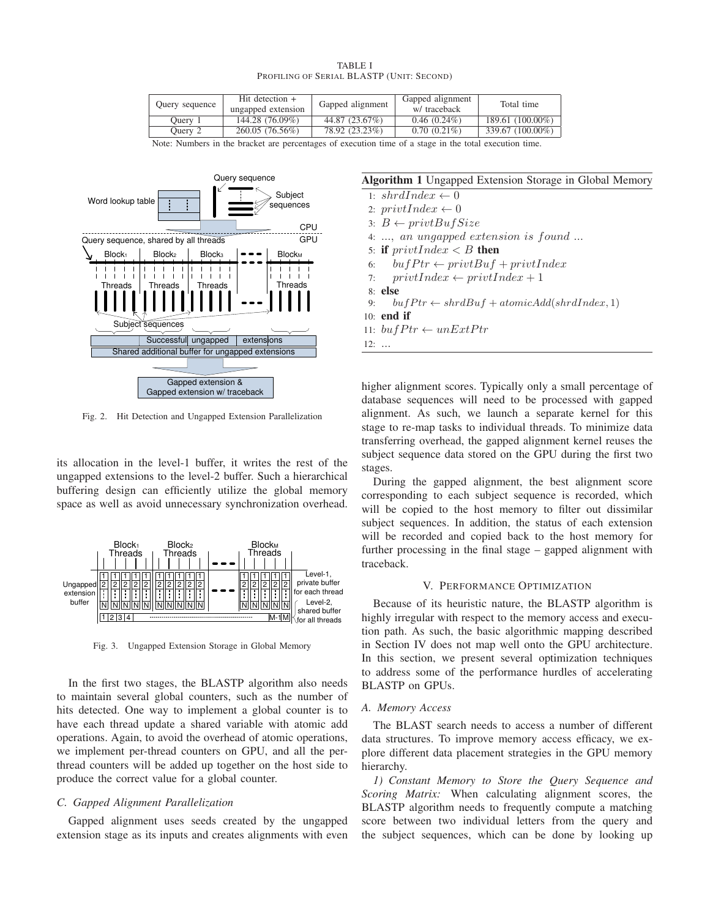TABLE I
PROFILING OF SERIAL BLASTP (UNIT: SECOND)

| Query sequence | Hit detection + ungapped extension | Gapped alignment | Gapped alignment w/ traceback | Total time |
|---|---|---|---|---|
| Query 1 | 144.28 (76.09%) | 44.87 (23.67%) | 0.46 (0.24%) | 189.61 (100.00%) |
| Query 2 | 260.05 (76.56%) | 78.92 (23.23%) | 0.70 (0.21%) | 339.67 (100.00%) |

Note: Numbers in the bracket are percentages of execution time of a stage in the total execution time.

Fig. 2. Hit Detection and Ungapped Extension Parallelization

its allocation in the level-1 buffer, it writes the rest of the ungapped extensions to the level-2 buffer. Such a hierarchical buffering design can efficiently utilize the global memory space as well as avoid unnecessary synchronization overhead.

Fig. 3. Ungapped Extension Storage in Global Memory

In the first two stages, the BLASTP algorithm also needs to maintain several global counters, such as the number of hits detected. One way to implement a global counter is to have each thread update a shared variable with atomic add operations. Again, to avoid the overhead of atomic operations, we implement per-thread counters on GPU, and all the per-thread counters will be added up together on the host side to produce the correct value for a global counter.

### C. Gapped Alignment Parallelization

Gapped alignment uses seeds created by the ungapped extension stage as its inputs and creates alignments with even higher alignment scores. Typically only a small percentage of database sequences will need to be processed with gapped alignment. As such, we launch a separate kernel for this stage to re-map tasks to individual threads. To minimize data transferring overhead, the gapped alignment kernel reuses the subject sequence data stored on the GPU during the first two stages.

**Algorithm 1** Ungapped Extension Storage in Global Memory

```
1:  shrdIndex ← 0
2:  privtIndex ← 0
3:  B ← privtBufSize
4:  ..., an ungapped extension is found ...
5:  if privtIndex < B then
6:      bufPtr ← privtBuf + privtIndex
7:      privtIndex ← privtIndex + 1
8:  else
9:      bufPtr ← shrdBuf + atomicAdd(shrdIndex, 1)
10: end if
11: bufPtr ← unExtPtr
12: ...
```

During the gapped alignment, the best alignment score corresponding to each subject sequence is recorded, which will be copied to the host memory to filter out dissimilar subject sequences. In addition, the status of each extension will be recorded and copied back to the host memory for further processing in the final stage – gapped alignment with traceback.

## V. PERFORMANCE OPTIMIZATION

Because of its heuristic nature, the BLASTP algorithm is highly irregular with respect to the memory access and execution path. As such, the basic algorithmic mapping described in Section IV does not map well onto the GPU architecture. In this section, we present several optimization techniques to address some of the performance hurdles of accelerating BLASTP on GPUs.

### A. Memory Access

The BLAST search needs to access a number of different data structures. To improve memory access efficacy, we explore different data placement strategies in the GPU memory hierarchy.

*1) Constant Memory to Store the Query Sequence and Scoring Matrix:* When calculating alignment scores, the BLASTP algorithm needs to frequently compute a matching score between two individual letters from the query and the subject sequences, which can be done by looking up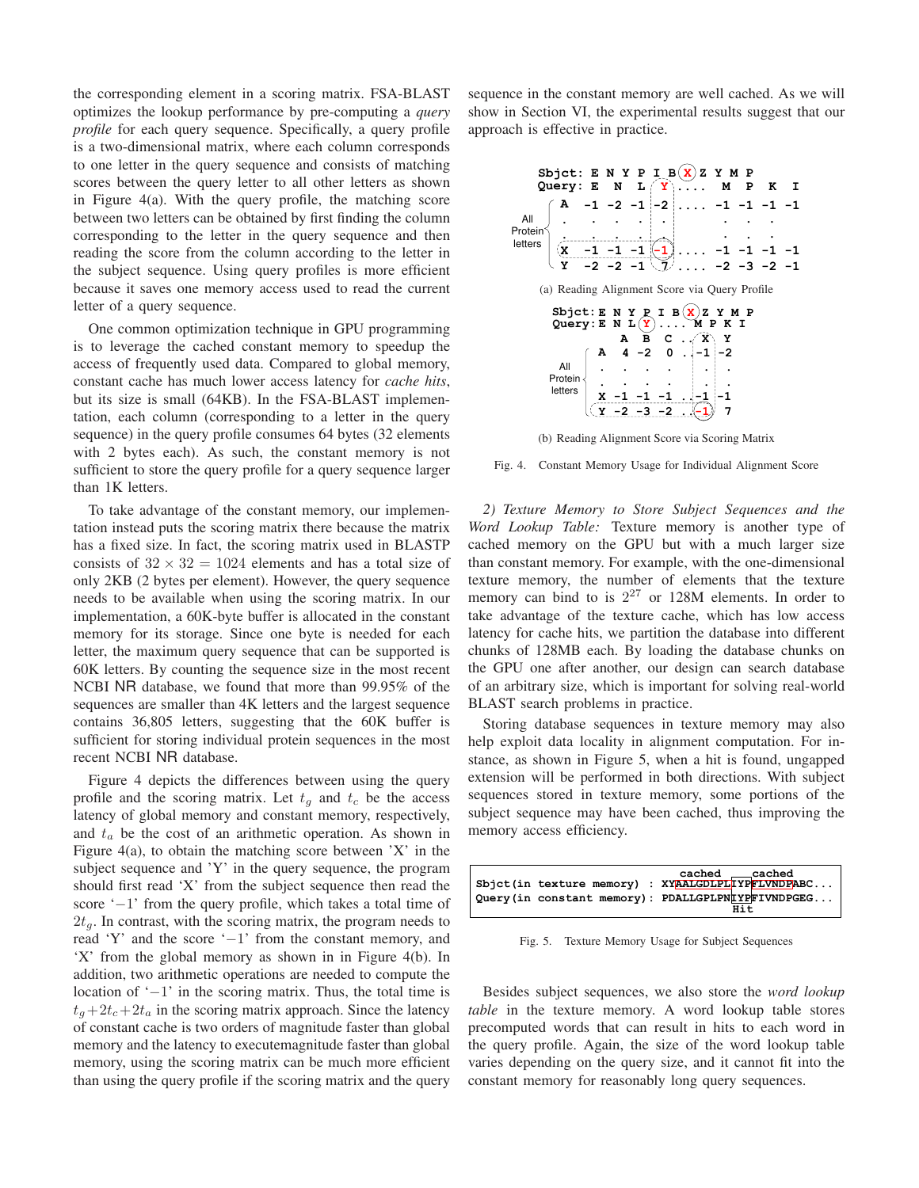the corresponding element in a scoring matrix. FSA-BLAST optimizes the lookup performance by pre-computing a *query profile* for each query sequence. Specifically, a query profile is a two-dimensional matrix, where each column corresponds to one letter in the query sequence and consists of matching scores between the query letter to all other letters as shown in Figure 4(a). With the query profile, the matching score between two letters can be obtained by first finding the column corresponding to the letter in the query sequence and then reading the score from the column according to the letter in the subject sequence. Using query profiles is more efficient because it saves one memory access used to read the current letter of a query sequence.

One common optimization technique in GPU programming is to leverage the cached constant memory to speedup the access of frequently used data. Compared to global memory, constant cache has much lower access latency for *cache hits*, but its size is small (64KB). In the FSA-BLAST implementation, each column (corresponding to a letter in the query sequence) in the query profile consumes 64 bytes (32 elements with 2 bytes each). As such, the constant memory is not sufficient to store the query profile for a query sequence larger than 1K letters.

To take advantage of the constant memory, our implementation instead puts the scoring matrix there because the matrix has a fixed size. In fact, the scoring matrix used in BLASTP consists of $32 \times 32 = 1024$ elements and has a total size of only 2KB (2 bytes per element). However, the query sequence needs to be available when using the scoring matrix. In our implementation, a 60K-byte buffer is allocated in the constant memory for its storage. Since one byte is needed for each letter, the maximum query sequence that can be supported is 60K letters. By counting the sequence size in the most recent NCBI NR database, we found that more than 99.95% of the sequences are smaller than 4K letters and the largest sequence contains 36,805 letters, suggesting that the 60K buffer is sufficient for storing individual protein sequences in the most recent NCBI NR database.

Figure 4 depicts the differences between using the query profile and the scoring matrix. Let $t_g$ and $t_c$ be the access latency of global memory and constant memory, respectively, and $t_a$ be the cost of an arithmetic operation. As shown in Figure 4(a), to obtain the matching score between 'X' in the subject sequence and 'Y' in the query sequence, the program should first read 'X' from the subject sequence then read the score '$-1$' from the query profile, which takes a total time of $2t_g$. In contrast, with the scoring matrix, the program needs to read 'Y' and the score '$-1$' from the constant memory, and 'X' from the global memory as shown in in Figure 4(b). In addition, two arithmetic operations are needed to compute the location of '$-1$' in the scoring matrix. Thus, the total time is $t_g + 2t_c + 2t_a$ in the scoring matrix approach. Since the latency of constant cache is two orders of magnitude faster than global memory and the latency to executemagnitude faster than global memory, using the scoring matrix can be much more efficient than using the query profile if the scoring matrix and the query sequence in the constant memory are well cached. As we will show in Section VI, the experimental results suggest that our approach is effective in practice.

```
Sbjct: E N Y P I B X Z Y M P
Query: E  N  L  Y ....  M  P  K  I
        A  -1 -2 -1 -2 .... -1 -1 -1 -1
All     .   .  .  .  .        .  .  .
Protein .   .  .  .  .        .  .  .
letters X  -1 -1 -1 -1 .... -1 -1 -1 -1
        Y  -2 -2 -1  7 .... -2 -3 -2 -1
```

(a) Reading Alignment Score via Query Profile

```
Sbjct: E N Y P I B X Z Y M P
Query: E N L Y .... M P K I
            A  B  C .. X  Y
        A   4 -2  0 .. -1 -2
All     .   .  .  .     .  .
Protein .   .  .  .     .  .
letters X  -1 -1 -1 .. -1 -1
        Y  -2 -3 -2 .. -1  7
```

(b) Reading Alignment Score via Scoring Matrix

Fig. 4. Constant Memory Usage for Individual Alignment Score

*2) Texture Memory to Store Subject Sequences and the Word Lookup Table:* Texture memory is another type of cached memory on the GPU but with a much larger size than constant memory. For example, with the one-dimensional texture memory, the number of elements that the texture memory can bind to is $2^{27}$ or 128M elements. In order to take advantage of the texture cache, which has low access latency for cache hits, we partition the database into different chunks of 128MB each. By loading the database chunks on the GPU one after another, our design can search database of an arbitrary size, which is important for solving real-world BLAST search problems in practice.

Storing database sequences in texture memory may also help exploit data locality in alignment computation. For instance, as shown in Figure 5, when a hit is found, ungapped extension will be performed in both directions. With subject sequences stored in texture memory, some portions of the subject sequence may have been cached, thus improving the memory access efficiency.

```
                               cached      cached
Sbjct(in texture memory) : XYAALGDLPLIYPFLVNDPABC...
Query(in constant memory): PDALLGPLPNIYPFIVNDPGEG...
                                     Hit
```

Fig. 5. Texture Memory Usage for Subject Sequences

Besides subject sequences, we also store the *word lookup table* in the texture memory. A word lookup table stores precomputed words that can result in hits to each word in the query profile. Again, the size of the word lookup table varies depending on the query size, and it cannot fit into the constant memory for reasonably long query sequences.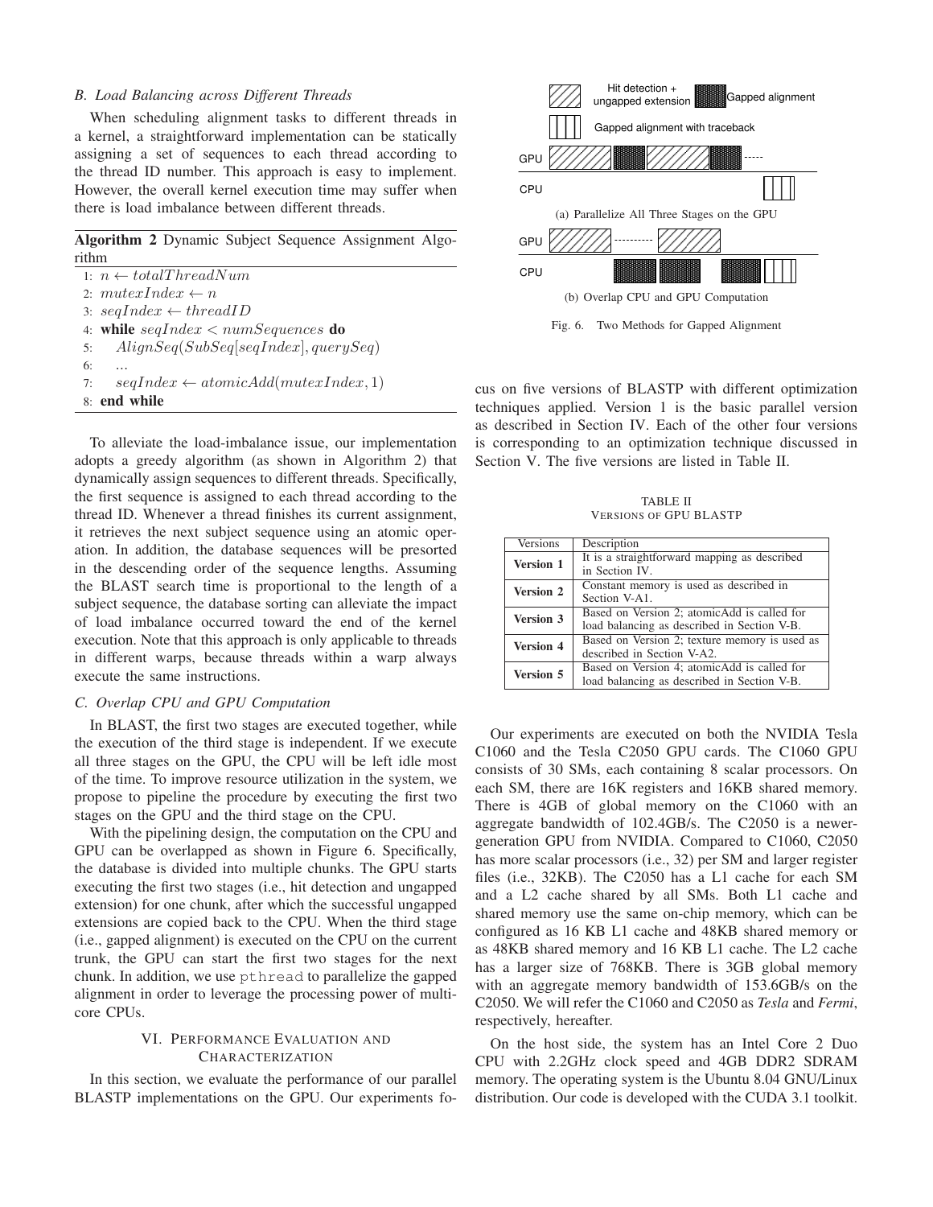### B. Load Balancing across Different Threads

When scheduling alignment tasks to different threads in a kernel, a straightforward implementation can be statically assigning a set of sequences to each thread according to the thread ID number. This approach is easy to implement. However, the overall kernel execution time may suffer when there is load imbalance between different threads.

**Algorithm 2** Dynamic Subject Sequence Assignment Algorithm

```
1: n ← totalThreadNum
2: mutexIndex ← n
3: seqIndex ← threadID
4: while seqIndex < numSequences do
5:     AlignSeq(SubSeq[seqIndex], querySeq)
6:     ...
7:     seqIndex ← atomicAdd(mutexIndex, 1)
8: end while
```

To alleviate the load-imbalance issue, our implementation adopts a greedy algorithm (as shown in Algorithm 2) that dynamically assign sequences to different threads. Specifically, the first sequence is assigned to each thread according to the thread ID. Whenever a thread finishes its current assignment, it retrieves the next subject sequence using an atomic operation. In addition, the database sequences will be presorted in the descending order of the sequence lengths. Assuming the BLAST search time is proportional to the length of a subject sequence, the database sorting can alleviate the impact of load imbalance occurred toward the end of the kernel execution. Note that this approach is only applicable to threads in different warps, because threads within a warp always execute the same instructions.

### C. Overlap CPU and GPU Computation

In BLAST, the first two stages are executed together, while the execution of the third stage is independent. If we execute all three stages on the GPU, the CPU will be left idle most of the time. To improve resource utilization in the system, we propose to pipeline the procedure by executing the first two stages on the GPU and the third stage on the CPU.

With the pipelining design, the computation on the CPU and GPU can be overlapped as shown in Figure 6. Specifically, the database is divided into multiple chunks. The GPU starts executing the first two stages (i.e., hit detection and ungapped extension) for one chunk, after which the successful ungapped extensions are copied back to the CPU. When the third stage (i.e., gapped alignment) is executed on the CPU on the current trunk, the GPU can start the first two stages for the next chunk. In addition, we use `pthread` to parallelize the gapped alignment in order to leverage the processing power of multi-core CPUs.

## VI. Performance Evaluation and Characterization

In this section, we evaluate the performance of our parallel BLASTP implementations on the GPU. Our experiments focus on five versions of BLASTP with different optimization techniques applied. Version 1 is the basic parallel version as described in Section IV. Each of the other four versions is corresponding to an optimization technique discussed in Section V. The five versions are listed in Table II.

Hit detection + ungapped extension | Gapped alignment | Gapped alignment with traceback

(a) Parallelize All Three Stages on the GPU

(b) Overlap CPU and GPU Computation

Fig. 6. Two Methods for Gapped Alignment

TABLE II
Versions of GPU BLASTP

| Versions | Description |
|---|---|
| **Version 1** | It is a straightforward mapping as described in Section IV. |
| **Version 2** | Constant memory is used as described in Section V-A1. |
| **Version 3** | Based on Version 2; atomicAdd is called for load balancing as described in Section V-B. |
| **Version 4** | Based on Version 2; texture memory is used as described in Section V-A2. |
| **Version 5** | Based on Version 4; atomicAdd is called for load balancing as described in Section V-B. |

Our experiments are executed on both the NVIDIA Tesla C1060 and the Tesla C2050 GPU cards. The C1060 GPU consists of 30 SMs, each containing 8 scalar processors. On each SM, there are 16K registers and 16KB shared memory. There is 4GB of global memory on the C1060 with an aggregate bandwidth of 102.4GB/s. The C2050 is a newer-generation GPU from NVIDIA. Compared to C1060, C2050 has more scalar processors (i.e., 32) per SM and larger register files (i.e., 32KB). The C2050 has a L1 cache for each SM and a L2 cache shared by all SMs. Both L1 cache and shared memory use the same on-chip memory, which can be configured as 16 KB L1 cache and 48KB shared memory or as 48KB shared memory and 16 KB L1 cache. The L2 cache has a larger size of 768KB. There is 3GB global memory with an aggregate memory bandwidth of 153.6GB/s on the C2050. We will refer the C1060 and C2050 as *Tesla* and *Fermi*, respectively, hereafter.

On the host side, the system has an Intel Core 2 Duo CPU with 2.2GHz clock speed and 4GB DDR2 SDRAM memory. The operating system is the Ubuntu 8.04 GNU/Linux distribution. Our code is developed with the CUDA 3.1 toolkit.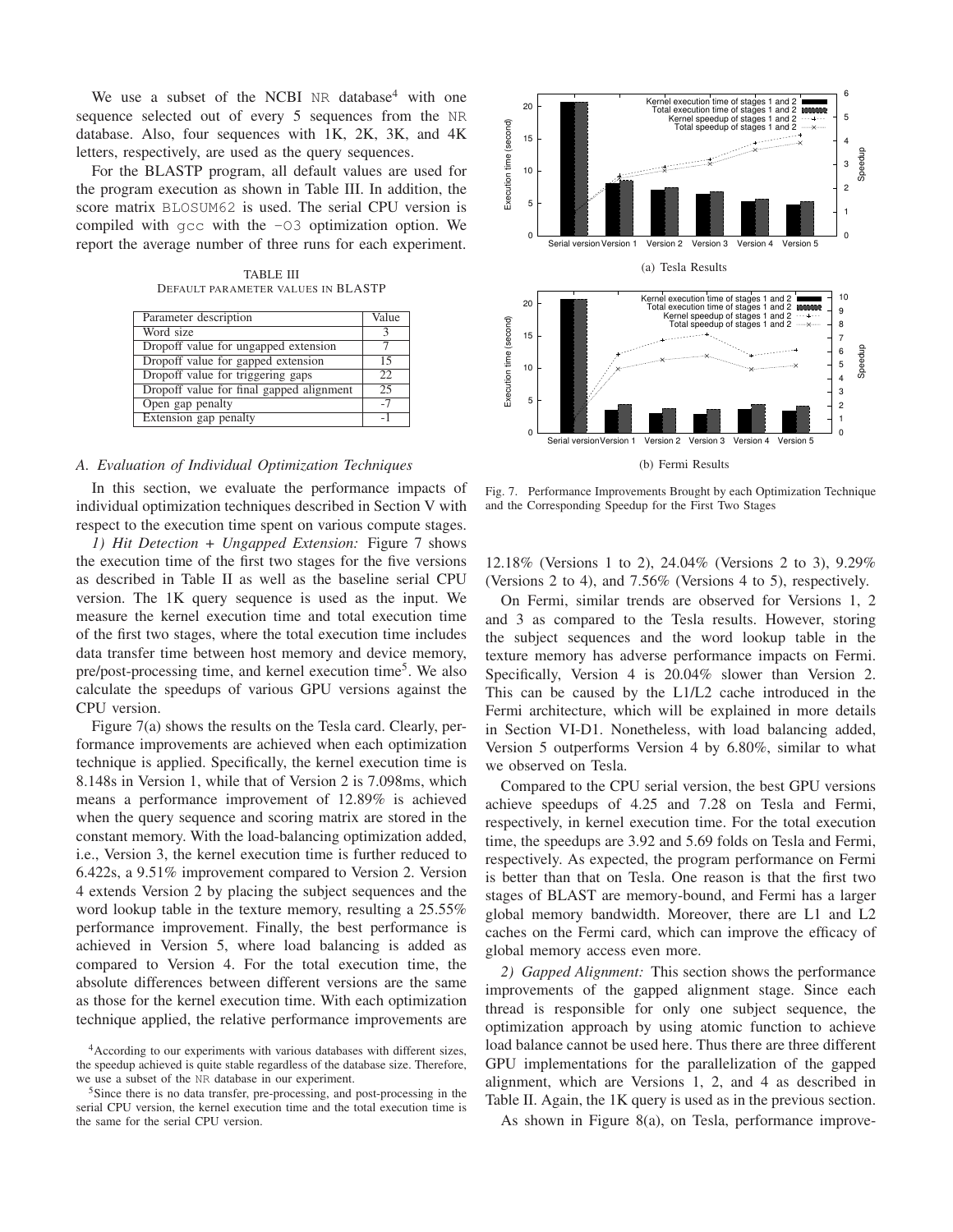We use a subset of the NCBI NR database[4] with one sequence selected out of every 5 sequences from the NR database. Also, four sequences with 1K, 2K, 3K, and 4K letters, respectively, are used as the query sequences.

For the BLASTP program, all default values are used for the program execution as shown in Table III. In addition, the score matrix BLOSUM62 is used. The serial CPU version is compiled with gcc with the -O3 optimization option. We report the average number of three runs for each experiment.

TABLE III
DEFAULT PARAMETER VALUES IN BLASTP

| Parameter description | Value |
|---|---|
| Word size | 3 |
| Dropoff value for ungapped extension | 7 |
| Dropoff value for gapped extension | 15 |
| Dropoff value for triggering gaps | 22 |
| Dropoff value for final gapped alignment | 25 |
| Open gap penalty | -7 |
| Extension gap penalty | -1 |

### A. Evaluation of Individual Optimization Techniques

In this section, we evaluate the performance impacts of individual optimization techniques described in Section V with respect to the execution time spent on various compute stages.

*1) Hit Detection + Ungapped Extension:* Figure 7 shows the execution time of the first two stages for the five versions as described in Table II as well as the baseline serial CPU version. The 1K query sequence is used as the input. We measure the kernel execution time and total execution time of the first two stages, where the total execution time includes data transfer time between host memory and device memory, pre/post-processing time, and kernel execution time[5]. We also calculate the speedups of various GPU versions against the CPU version.

Figure 7(a) shows the results on the Tesla card. Clearly, performance improvements are achieved when each optimization technique is applied. Specifically, the kernel execution time is 8.148s in Version 1, while that of Version 2 is 7.098ms, which means a performance improvement of 12.89% is achieved when the query sequence and scoring matrix are stored in the constant memory. With the load-balancing optimization added, i.e., Version 3, the kernel execution time is further reduced to 6.422s, a 9.51% improvement compared to Version 2. Version 4 extends Version 2 by placing the subject sequences and the word lookup table in the texture memory, resulting a 25.55% performance improvement. Finally, the best performance is achieved in Version 5, where load balancing is added as compared to Version 4. For the total execution time, the absolute differences between different versions are the same as those for the kernel execution time. With each optimization technique applied, the relative performance improvements are 12.18% (Versions 1 to 2), 24.04% (Versions 2 to 3), 9.29% (Versions 2 to 4), and 7.56% (Versions 4 to 5), respectively.

(a) Tesla Results

(b) Fermi Results

Fig. 7. Performance Improvements Brought by each Optimization Technique and the Corresponding Speedup for the First Two Stages

On Fermi, similar trends are observed for Versions 1, 2 and 3 as compared to the Tesla results. However, storing the subject sequences and the word lookup table in the texture memory has adverse performance impacts on Fermi. Specifically, Version 4 is 20.04% slower than Version 2. This can be caused by the L1/L2 cache introduced in the Fermi architecture, which will be explained in more details in Section VI-D1. Nonetheless, with load balancing added, Version 5 outperforms Version 4 by 6.80%, similar to what we observed on Tesla.

Compared to the CPU serial version, the best GPU versions achieve speedups of 4.25 and 7.28 on Tesla and Fermi, respectively, in kernel execution time. For the total execution time, the speedups are 3.92 and 5.69 folds on Tesla and Fermi, respectively. As expected, the program performance on Fermi is better than that on Tesla. One reason is that the first two stages of BLAST are memory-bound, and Fermi has a larger global memory bandwidth. Moreover, there are L1 and L2 caches on the Fermi card, which can improve the efficacy of global memory access even more.

*2) Gapped Alignment:* This section shows the performance improvements of the gapped alignment stage. Since each thread is responsible for only one subject sequence, the optimization approach by using atomic function to achieve load balance cannot be used here. Thus there are three different GPU implementations for the parallelization of the gapped alignment, which are Versions 1, 2, and 4 as described in Table II. Again, the 1K query is used as in the previous section.

As shown in Figure 8(a), on Tesla, performance improve-

[4] According to our experiments with various databases with different sizes, the speedup achieved is quite stable regardless of the database size. Therefore, we use a subset of the NR database in our experiment.

[5] Since there is no data transfer, pre-processing, and post-processing in the serial CPU version, the kernel execution time and the total execution time is the same for the serial CPU version.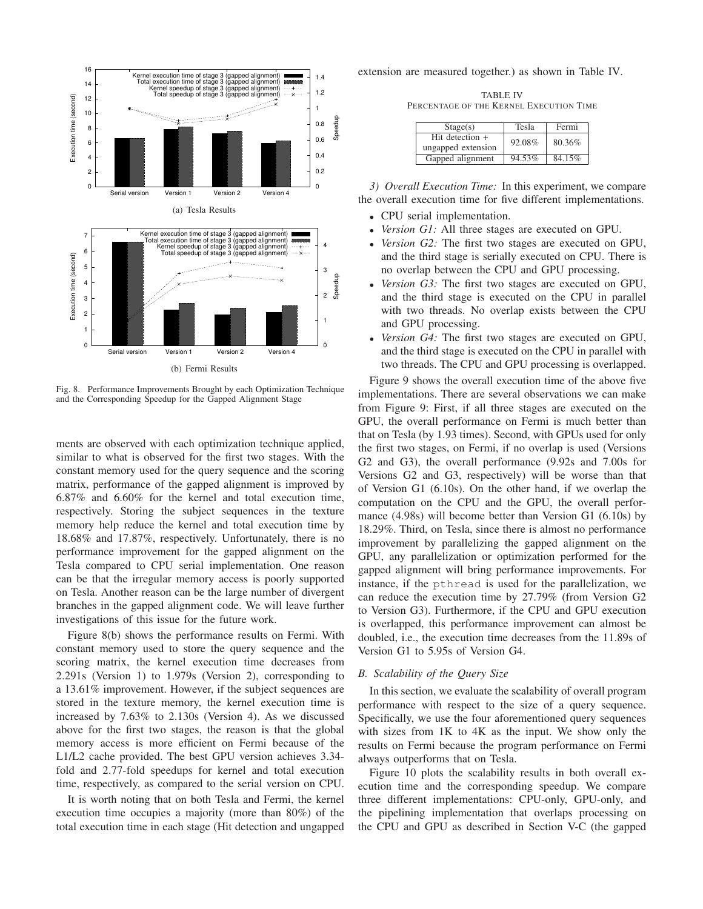Fig. 8. Performance Improvements Brought by each Optimization Technique and the Corresponding Speedup for the Gapped Alignment Stage

ments are observed with each optimization technique applied, similar to what is observed for the first two stages. With the constant memory used for the query sequence and the scoring matrix, performance of the gapped alignment is improved by 6.87% and 6.60% for the kernel and total execution time, respectively. Storing the subject sequences in the texture memory help reduce the kernel and total execution time by 18.68% and 17.87%, respectively. Unfortunately, there is no performance improvement for the gapped alignment on the Tesla compared to CPU serial implementation. One reason can be that the irregular memory access is poorly supported on Tesla. Another reason can be the large number of divergent branches in the gapped alignment code. We will leave further investigations of this issue for the future work.

Figure 8(b) shows the performance results on Fermi. With constant memory used to store the query sequence and the scoring matrix, the kernel execution time decreases from 2.291s (Version 1) to 1.979s (Version 2), corresponding to a 13.61% improvement. However, if the subject sequences are stored in the texture memory, the kernel execution time is increased by 7.63% to 2.130s (Version 4). As we discussed above for the first two stages, the reason is that the global memory access is more efficient on Fermi because of the L1/L2 cache provided. The best GPU version achieves 3.34-fold and 2.77-fold speedups for kernel and total execution time, respectively, as compared to the serial version on CPU.

It is worth noting that on both Tesla and Fermi, the kernel execution time occupies a majority (more than 80%) of the total execution time in each stage (Hit detection and ungapped extension are measured together.) as shown in Table IV.

TABLE IV
PERCENTAGE OF THE KERNEL EXECUTION TIME

| Stage(s) | Tesla | Fermi |
|---|---|---|
| Hit detection + ungapped extension | 92.08% | 80.36% |
| Gapped alignment | 94.53% | 84.15% |

*3) Overall Execution Time:* In this experiment, we compare the overall execution time for five different implementations.

- CPU serial implementation.
- *Version G1:* All three stages are executed on GPU.
- *Version G2:* The first two stages are executed on GPU, and the third stage is serially executed on CPU. There is no overlap between the CPU and GPU processing.
- *Version G3:* The first two stages are executed on GPU, and the third stage is executed on the CPU in parallel with two threads. No overlap exists between the CPU and GPU processing.
- *Version G4:* The first two stages are executed on GPU, and the third stage is executed on the CPU in parallel with two threads. The CPU and GPU processing is overlapped.

Figure 9 shows the overall execution time of the above five implementations. There are several observations we can make from Figure 9: First, if all three stages are executed on the GPU, the overall performance on Fermi is much better than that on Tesla (by 1.93 times). Second, with GPUs used for only the first two stages, on Fermi, if no overlap is used (Versions G2 and G3), the overall performance (9.92s and 7.00s for Versions G2 and G3, respectively) will be worse than that of Version G1 (6.10s). On the other hand, if we overlap the computation on the CPU and the GPU, the overall performance (4.98s) will become better than Version G1 (6.10s) by 18.29%. Third, on Tesla, since there is almost no performance improvement by parallelizing the gapped alignment on the GPU, any parallelization or optimization performed for the gapped alignment will bring performance improvements. For instance, if the `pthread` is used for the parallelization, we can reduce the execution time by 27.79% (from Version G2 to Version G3). Furthermore, if the CPU and GPU execution is overlapped, this performance improvement can almost be doubled, i.e., the execution time decreases from the 11.89s of Version G1 to 5.95s of Version G4.

### B. Scalability of the Query Size

In this section, we evaluate the scalability of overall program performance with respect to the size of a query sequence. Specifically, we use the four aforementioned query sequences with sizes from 1K to 4K as the input. We show only the results on Fermi because the program performance on Fermi always outperforms that on Tesla.

Figure 10 plots the scalability results in both overall execution time and the corresponding speedup. We compare three different implementations: CPU-only, GPU-only, and the pipelining implementation that overlaps processing on the CPU and GPU as described in Section V-C (the gapped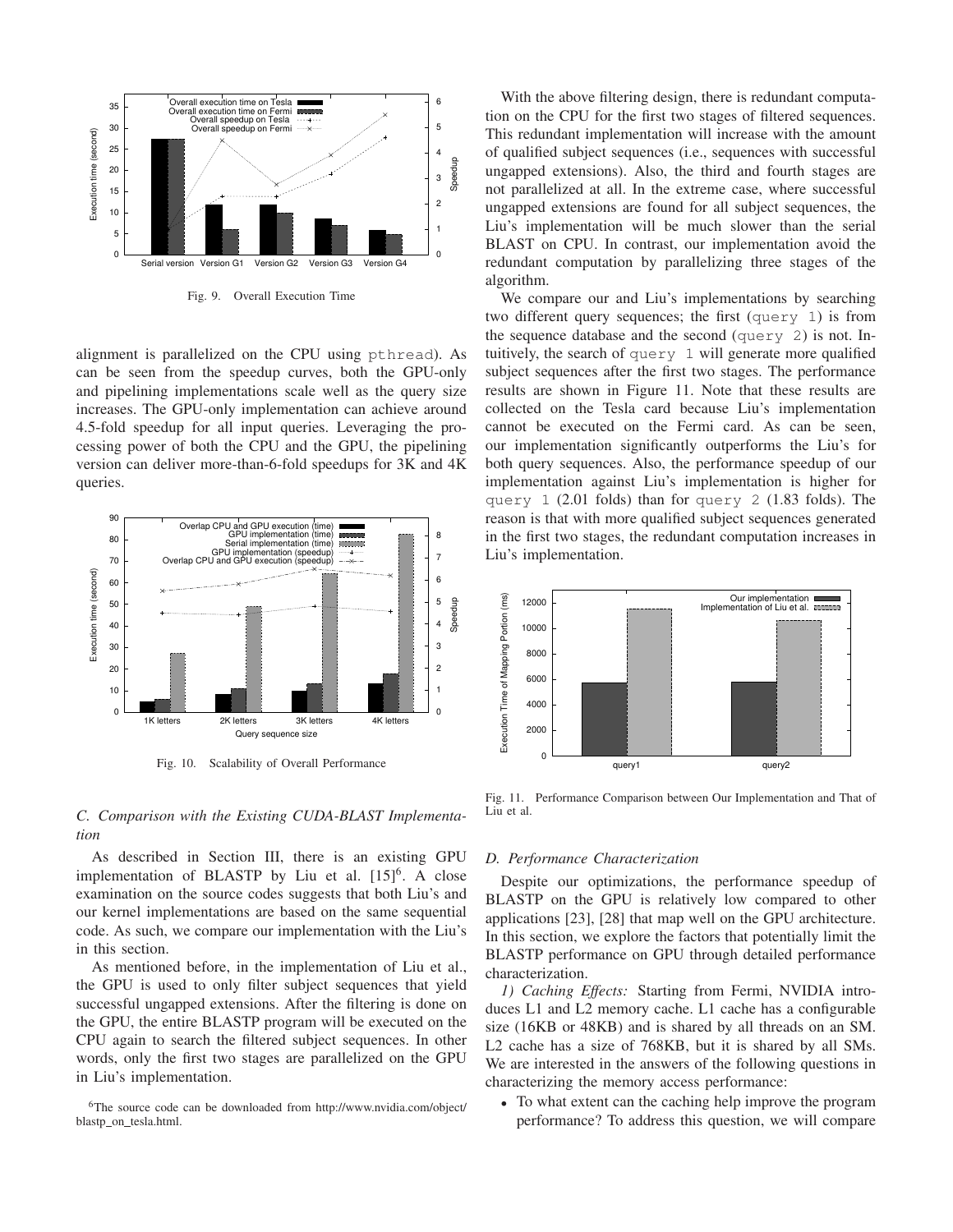Fig. 9. Overall Execution Time

alignment is parallelized on the CPU using pthread). As can be seen from the speedup curves, both the GPU-only and pipelining implementations scale well as the query size increases. The GPU-only implementation can achieve around 4.5-fold speedup for all input queries. Leveraging the processing power of both the CPU and the GPU, the pipelining version can deliver more-than-6-fold speedups for 3K and 4K queries.

Fig. 10. Scalability of Overall Performance

### C. Comparison with the Existing CUDA-BLAST Implementation

As described in Section III, there is an existing GPU implementation of BLASTP by Liu et al. [15][6]. A close examination on the source codes suggests that both Liu's and our kernel implementations are based on the same sequential code. As such, we compare our implementation with the Liu's in this section.

As mentioned before, in the implementation of Liu et al., the GPU is used to only filter subject sequences that yield successful ungapped extensions. After the filtering is done on the GPU, the entire BLASTP program will be executed on the CPU again to search the filtered subject sequences. In other words, only the first two stages are parallelized on the GPU in Liu's implementation.

With the above filtering design, there is redundant computation on the CPU for the first two stages of filtered sequences. This redundant implementation will increase with the amount of qualified subject sequences (i.e., sequences with successful ungapped extensions). Also, the third and fourth stages are not parallelized at all. In the extreme case, where successful ungapped extensions are found for all subject sequences, the Liu's implementation will be much slower than the serial BLAST on CPU. In contrast, our implementation avoid the redundant computation by parallelizing three stages of the algorithm.

We compare our and Liu's implementations by searching two different query sequences; the first (query 1) is from the sequence database and the second (query 2) is not. Intuitively, the search of query 1 will generate more qualified subject sequences after the first two stages. The performance results are shown in Figure 11. Note that these results are collected on the Tesla card because Liu's implementation cannot be executed on the Fermi card. As can be seen, our implementation significantly outperforms the Liu's for both query sequences. Also, the performance speedup of our implementation against Liu's implementation is higher for query 1 (2.01 folds) than for query 2 (1.83 folds). The reason is that with more qualified subject sequences generated in the first two stages, the redundant computation increases in Liu's implementation.

Fig. 11. Performance Comparison between Our Implementation and That of Liu et al.

### D. Performance Characterization

Despite our optimizations, the performance speedup of BLASTP on the GPU is relatively low compared to other applications [23], [28] that map well on the GPU architecture. In this section, we explore the factors that potentially limit the BLASTP performance on GPU through detailed performance characterization.

*1) Caching Effects:* Starting from Fermi, NVIDIA introduces L1 and L2 memory cache. L1 cache has a configurable size (16KB or 48KB) and is shared by all threads on an SM. L2 cache has a size of 768KB, but it is shared by all SMs. We are interested in the answers of the following questions in characterizing the memory access performance:

- To what extent can the caching help improve the program performance? To address this question, we will compare

[6]The source code can be downloaded from http://www.nvidia.com/object/blastp_on_tesla.html.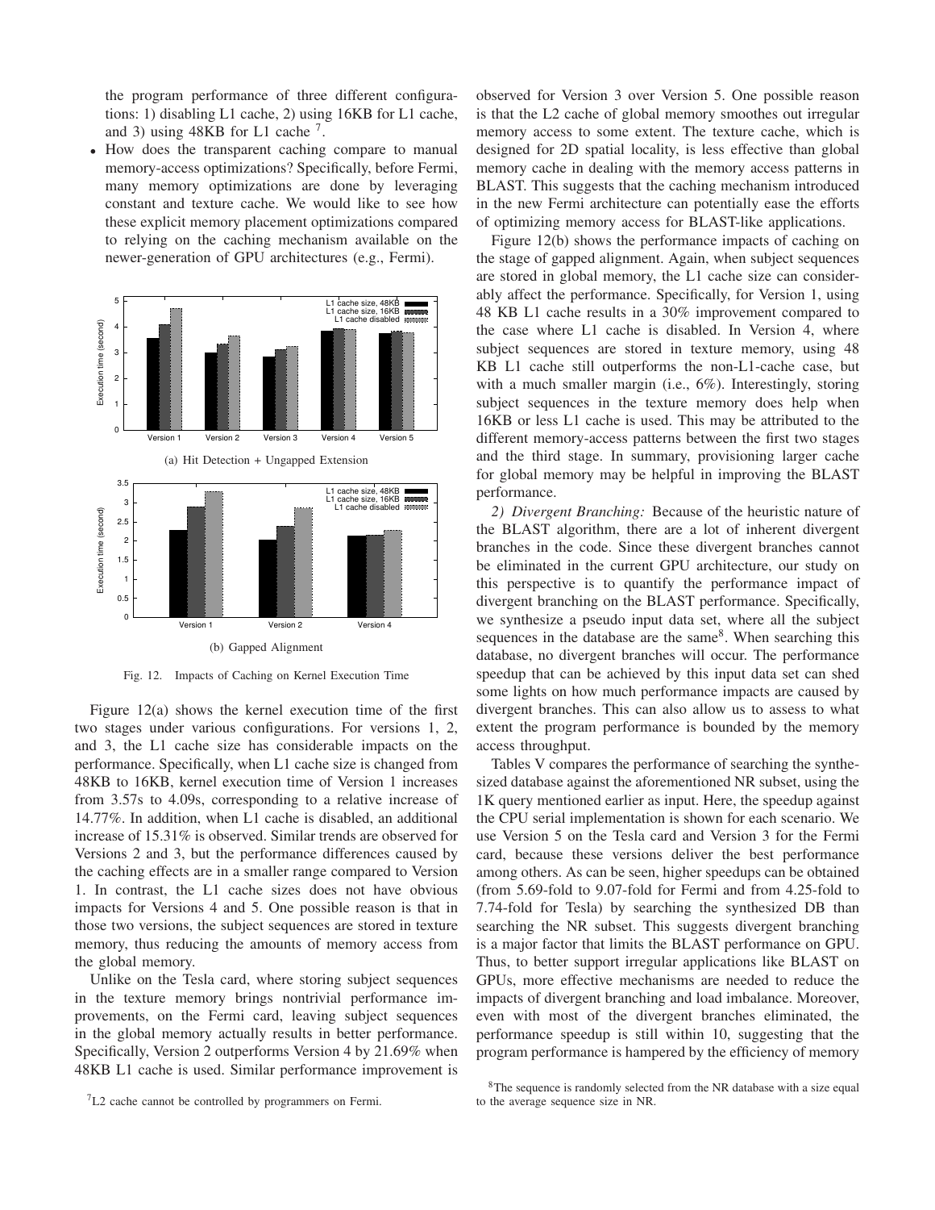the program performance of three different configurations: 1) disabling L1 cache, 2) using 16KB for L1 cache, and 3) using 48KB for L1 cache [7].

- How does the transparent caching compare to manual memory-access optimizations? Specifically, before Fermi, many memory optimizations are done by leveraging constant and texture cache. We would like to see how these explicit memory placement optimizations compared to relying on the caching mechanism available on the newer-generation of GPU architectures (e.g., Fermi).

(a) Hit Detection + Ungapped Extension

(b) Gapped Alignment

Fig. 12. Impacts of Caching on Kernel Execution Time

Figure 12(a) shows the kernel execution time of the first two stages under various configurations. For versions 1, 2, and 3, the L1 cache size has considerable impacts on the performance. Specifically, when L1 cache size is changed from 48KB to 16KB, kernel execution time of Version 1 increases from 3.57s to 4.09s, corresponding to a relative increase of 14.77%. In addition, when L1 cache is disabled, an additional increase of 15.31% is observed. Similar trends are observed for Versions 2 and 3, but the performance differences caused by the caching effects are in a smaller range compared to Version 1. In contrast, the L1 cache sizes does not have obvious impacts for Versions 4 and 5. One possible reason is that in those two versions, the subject sequences are stored in texture memory, thus reducing the amounts of memory access from the global memory.

Unlike on the Tesla card, where storing subject sequences in the texture memory brings nontrivial performance improvements, on the Fermi card, leaving subject sequences in the global memory actually results in better performance. Specifically, Version 2 outperforms Version 4 by 21.69% when 48KB L1 cache is used. Similar performance improvement is observed for Version 3 over Version 5. One possible reason is that the L2 cache of global memory smoothes out irregular memory access to some extent. The texture cache, which is designed for 2D spatial locality, is less effective than global memory cache in dealing with the memory access patterns in BLAST. This suggests that the caching mechanism introduced in the new Fermi architecture can potentially ease the efforts of optimizing memory access for BLAST-like applications.

Figure 12(b) shows the performance impacts of caching on the stage of gapped alignment. Again, when subject sequences are stored in global memory, the L1 cache size can considerably affect the performance. Specifically, for Version 1, using 48 KB L1 cache results in a 30% improvement compared to the case where L1 cache is disabled. In Version 4, where subject sequences are stored in texture memory, using 48 KB L1 cache still outperforms the non-L1-cache case, but with a much smaller margin (i.e., 6%). Interestingly, storing subject sequences in the texture memory does help when 16KB or less L1 cache is used. This may be attributed to the different memory-access patterns between the first two stages and the third stage. In summary, provisioning larger cache for global memory may be helpful in improving the BLAST performance.

*2) Divergent Branching:* Because of the heuristic nature of the BLAST algorithm, there are a lot of inherent divergent branches in the code. Since these divergent branches cannot be eliminated in the current GPU architecture, our study on this perspective is to quantify the performance impact of divergent branching on the BLAST performance. Specifically, we synthesize a pseudo input data set, where all the subject sequences in the database are the same[8]. When searching this database, no divergent branches will occur. The performance speedup that can be achieved by this input data set can shed some lights on how much performance impacts are caused by divergent branches. This can also allow us to assess to what extent the program performance is bounded by the memory access throughput.

Tables V compares the performance of searching the synthesized database against the aforementioned NR subset, using the 1K query mentioned earlier as input. Here, the speedup against the CPU serial implementation is shown for each scenario. We use Version 5 on the Tesla card and Version 3 for the Fermi card, because these versions deliver the best performance among others. As can be seen, higher speedups can be obtained (from 5.69-fold to 9.07-fold for Fermi and from 4.25-fold to 7.74-fold for Tesla) by searching the synthesized DB than searching the NR subset. This suggests divergent branching is a major factor that limits the BLAST performance on GPU. Thus, to better support irregular applications like BLAST on GPUs, more effective mechanisms are needed to reduce the impacts of divergent branching and load imbalance. Moreover, even with most of the divergent branches eliminated, the performance speedup is still within 10, suggesting that the program performance is hampered by the efficiency of memory

[7] L2 cache cannot be controlled by programmers on Fermi.

[8] The sequence is randomly selected from the NR database with a size equal to the average sequence size in NR.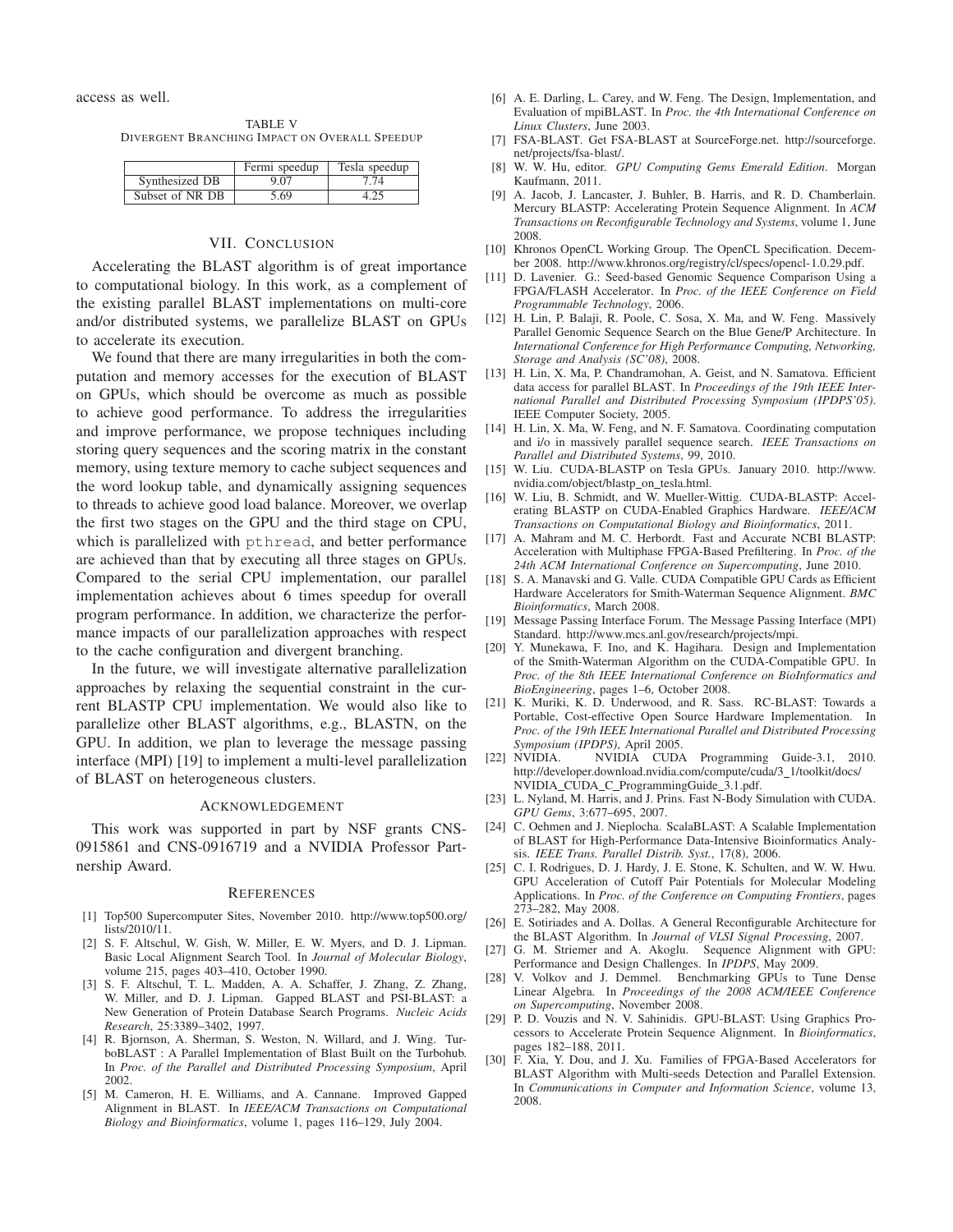access as well.

TABLE V
DIVERGENT BRANCHING IMPACT ON OVERALL SPEEDUP

| | Fermi speedup | Tesla speedup |
|---|---|---|
| Synthesized DB | 9.07 | 7.74 |
| Subset of NR DB | 5.69 | 4.25 |

## VII. CONCLUSION

Accelerating the BLAST algorithm is of great importance to computational biology. In this work, as a complement of the existing parallel BLAST implementations on multi-core and/or distributed systems, we parallelize BLAST on GPUs to accelerate its execution.

We found that there are many irregularities in both the computation and memory accesses for the execution of BLAST on GPUs, which should be overcome as much as possible to achieve good performance. To address the irregularities and improve performance, we propose techniques including storing query sequences and the scoring matrix in the constant memory, using texture memory to cache subject sequences and the word lookup table, and dynamically assigning sequences to threads to achieve good load balance. Moreover, we overlap the first two stages on the GPU and the third stage on CPU, which is parallelized with `pthread`, and better performance are achieved than that by executing all three stages on GPUs. Compared to the serial CPU implementation, our parallel implementation achieves about 6 times speedup for overall program performance. In addition, we characterize the performance impacts of our parallelization approaches with respect to the cache configuration and divergent branching.

In the future, we will investigate alternative parallelization approaches by relaxing the sequential constraint in the current BLASTP CPU implementation. We would also like to parallelize other BLAST algorithms, e.g., BLASTN, on the GPU. In addition, we plan to leverage the message passing interface (MPI) [19] to implement a multi-level parallelization of BLAST on heterogeneous clusters.

## ACKNOWLEDGEMENT

This work was supported in part by NSF grants CNS-0915861 and CNS-0916719 and a NVIDIA Professor Partnership Award.

## REFERENCES

[1] Top500 Supercomputer Sites, November 2010. http://www.top500.org/lists/2010/11.

[2] S. F. Altschul, W. Gish, W. Miller, E. W. Myers, and D. J. Lipman. Basic Local Alignment Search Tool. In *Journal of Molecular Biology*, volume 215, pages 403–410, October 1990.

[3] S. F. Altschul, T. L. Madden, A. A. Schaffer, J. Zhang, Z. Zhang, W. Miller, and D. J. Lipman. Gapped BLAST and PSI-BLAST: a New Generation of Protein Database Search Programs. *Nucleic Acids Research*, 25:3389–3402, 1997.

[4] R. Bjornson, A. Sherman, S. Weston, N. Willard, and J. Wing. TurboBLAST : A Parallel Implementation of Blast Built on the Turbohub. In *Proc. of the Parallel and Distributed Processing Symposium*, April 2002.

[5] M. Cameron, H. E. Williams, and A. Cannane. Improved Gapped Alignment in BLAST. In *IEEE/ACM Transactions on Computational Biology and Bioinformatics*, volume 1, pages 116–129, July 2004.

[6] A. E. Darling, L. Carey, and W. Feng. The Design, Implementation, and Evaluation of mpiBLAST. In *Proc. the 4th International Conference on Linux Clusters*, June 2003.

[7] FSA-BLAST. Get FSA-BLAST at SourceForge.net. http://sourceforge.net/projects/fsa-blast/.

[8] W. W. Hu, editor. *GPU Computing Gems Emerald Edition*. Morgan Kaufmann, 2011.

[9] A. Jacob, J. Lancaster, J. Buhler, B. Harris, and R. D. Chamberlain. Mercury BLASTP: Accelerating Protein Sequence Alignment. In *ACM Transactions on Reconfigurable Technology and Systems*, volume 1, June 2008.

[10] Khronos OpenCL Working Group. The OpenCL Specification. December 2008. http://www.khronos.org/registry/cl/specs/opencl-1.0.29.pdf.

[11] D. Lavenier. G.: Seed-based Genomic Sequence Comparison Using a FPGA/FLASH Accelerator. In *Proc. of the IEEE Conference on Field Programmable Technology*, 2006.

[12] H. Lin, P. Balaji, R. Poole, C. Sosa, X. Ma, and W. Feng. Massively Parallel Genomic Sequence Search on the Blue Gene/P Architecture. In *International Conference for High Performance Computing, Networking, Storage and Analysis (SC'08)*, 2008.

[13] H. Lin, X. Ma, P. Chandramohan, A. Geist, and N. Samatova. Efficient data access for parallel BLAST. In *Proceedings of the 19th IEEE International Parallel and Distributed Processing Symposium (IPDPS'05)*. IEEE Computer Society, 2005.

[14] H. Lin, X. Ma, W. Feng, and N. F. Samatova. Coordinating computation and i/o in massively parallel sequence search. *IEEE Transactions on Parallel and Distributed Systems*, 99, 2010.

[15] W. Liu. CUDA-BLASTP on Tesla GPUs. January 2010. http://www.nvidia.com/object/blastp_on_tesla.html.

[16] W. Liu, B. Schmidt, and W. Mueller-Wittig. CUDA-BLASTP: Accelerating BLASTP on CUDA-Enabled Graphics Hardware. *IEEE/ACM Transactions on Computational Biology and Bioinformatics*, 2011.

[17] A. Mahram and M. C. Herbordt. Fast and Accurate NCBI BLASTP: Acceleration with Multiphase FPGA-Based Prefiltering. In *Proc. of the 24th ACM International Conference on Supercomputing*, June 2010.

[18] S. A. Manavski and G. Valle. CUDA Compatible GPU Cards as Efficient Hardware Accelerators for Smith-Waterman Sequence Alignment. *BMC Bioinformatics*, March 2008.

[19] Message Passing Interface Forum. The Message Passing Interface (MPI) Standard. http://www.mcs.anl.gov/research/projects/mpi.

[20] Y. Munekawa, F. Ino, and K. Hagihara. Design and Implementation of the Smith-Waterman Algorithm on the CUDA-Compatible GPU. In *Proc. of the 8th IEEE International Conference on BioInformatics and BioEngineering*, pages 1–6, October 2008.

[21] K. Muriki, K. D. Underwood, and R. Sass. RC-BLAST: Towards a Portable, Cost-effective Open Source Hardware Implementation. In *Proc. of the 19th IEEE International Parallel and Distributed Processing Symposium (IPDPS)*, April 2005.

[22] NVIDIA. NVIDIA CUDA Programming Guide-3.1, 2010. http://developer.download.nvidia.com/compute/cuda/3_1/toolkit/docs/NVIDIA_CUDA_C_ProgrammingGuide_3.1.pdf.

[23] L. Nyland, M. Harris, and J. Prins. Fast N-Body Simulation with CUDA. *GPU Gems*, 3:677–695, 2007.

[24] C. Oehmen and J. Nieplocha. ScalaBLAST: A Scalable Implementation of BLAST for High-Performance Data-Intensive Bioinformatics Analysis. *IEEE Trans. Parallel Distrib. Syst.*, 17(8), 2006.

[25] C. I. Rodrigues, D. J. Hardy, J. E. Stone, K. Schulten, and W. W. Hwu. GPU Acceleration of Cutoff Pair Potentials for Molecular Modeling Applications. In *Proc. of the Conference on Computing Frontiers*, pages 273–282, May 2008.

[26] E. Sotiriades and A. Dollas. A General Reconfigurable Architecture for the BLAST Algorithm. In *Journal of VLSI Signal Processing*, 2007.

[27] G. M. Striemer and A. Akoglu. Sequence Alignment with GPU: Performance and Design Challenges. In *IPDPS*, May 2009.

[28] V. Volkov and J. Demmel. Benchmarking GPUs to Tune Dense Linear Algebra. In *Proceedings of the 2008 ACM/IEEE Conference on Supercomputing*, November 2008.

[29] P. D. Vouzis and N. V. Sahinidis. GPU-BLAST: Using Graphics Processors to Accelerate Protein Sequence Alignment. In *Bioinformatics*, pages 182–188, 2011.

[30] F. Xia, Y. Dou, and J. Xu. Families of FPGA-Based Accelerators for BLAST Algorithm with Multi-seeds Detection and Parallel Extension. In *Communications in Computer and Information Science*, volume 13, 2008.